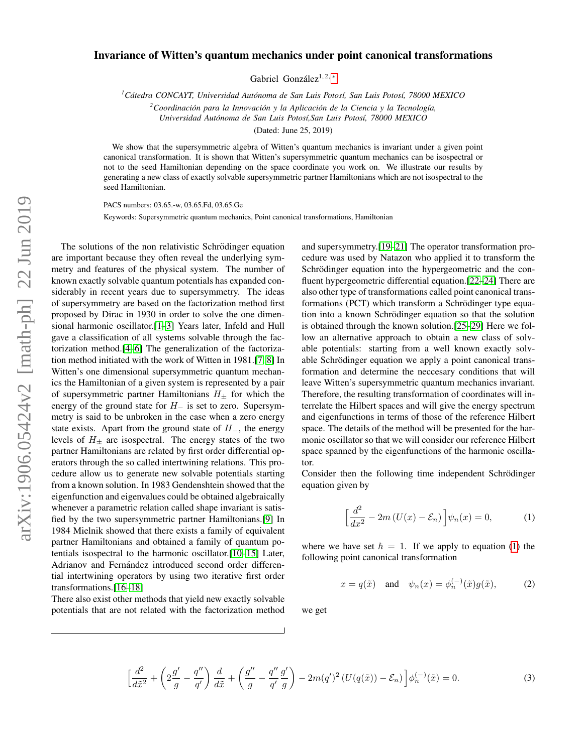# Invariance of Witten's quantum mechanics under point canonical transformations

Gabriel González[1, 2, *]

[1] *Cátedra CONCAYT, Universidad Autónoma de San Luis Potosí, San Luis Potosí, 78000 MEXICO*

[2] *Coordinación para la Innovación y la Aplicación de la Ciencia y la Tecnología, Universidad Autónoma de San Luis Potosí,San Luis Potosí, 78000 MEXICO*

(Dated: June 25, 2019)

We show that the supersymmetric algebra of Witten's quantum mechanics is invariant under a given point canonical transformation. It is shown that Witten's supersymmetric quantum mechanics can be isospectral or not to the seed Hamiltonian depending on the space coordinate you work on. We illustrate our results by generating a new class of exactly solvable supersymmetric partner Hamiltonians which are not isospectral to the seed Hamiltonian.

PACS numbers: 03.65.-w, 03.65.Fd, 03.65.Ge

Keywords: Supersymmetric quantum mechanics, Point canonical transformations, Hamiltonian

The solutions of the non relativistic Schrödinger equation are important because they often reveal the underlying symmetry and features of the physical system. The number of known exactly solvable quantum potentials has expanded considerably in recent years due to supersymmetry. The ideas of supersymmetry are based on the factorization method first proposed by Dirac in 1930 in order to solve the one dimensional harmonic oscillator.[1–3] Years later, Infeld and Hull gave a classification of all systems solvable through the factorization method.[4–6] The generalization of the factorization method initiated with the work of Witten in 1981.[7, 8] In Witten's one dimensional supersymmetric quantum mechanics the Hamiltonian of a given system is represented by a pair of supersymmetric partner Hamiltonians $H_\pm$ for which the energy of the ground state for $H_-$ is set to zero. Supersymmetry is said to be unbroken in the case when a zero energy state exists. Apart from the ground state of $H_-$, the energy levels of $H_\pm$ are isospectral. The energy states of the two partner Hamiltonians are related by first order differential operators through the so called intertwining relations. This procedure allow us to generate new solvable potentials starting from a known solution. In 1983 Gendenshtein showed that the eigenfunction and eigenvalues could be obtained algebraically whenever a parametric relation called shape invariant is satisfied by the two supersymmetric partner Hamiltonians.[9] In 1984 Mielnik showed that there exists a family of equivalent partner Hamiltonians and obtained a family of quantum potentials isospectral to the harmonic oscillator.[10–15] Later, Adrianov and Fernández introduced second order differential intertwining operators by using two iterative first order transformations.[16–18]

There also exist other methods that yield new exactly solvable potentials that are not related with the factorization method and supersymmetry.[19–21] The operator transformation procedure was used by Natazon who applied it to transform the Schrödinger equation into the hypergeometric and the confluent hypergeometric differential equation.[22–24] There are also other type of transformations called point canonical transformations (PCT) which transform a Schrödinger type equation into a known Schrödinger equation so that the solution is obtained through the known solution.[25–29] Here we follow an alternative approach to obtain a new class of solvable potentials: starting from a well known exactly solvable Schrödinger equation we apply a point canonical transformation and determine the neccesary conditions that will leave Witten's supersymmetric quantum mechanics invariant. Therefore, the resulting transformation of coordinates will interrelate the Hilbert spaces and will give the energy spectrum and eigenfunctions in terms of those of the reference Hilbert space. The details of the method will be presented for the harmonic oscillator so that we will consider our reference Hilbert space spanned by the eigenfunctions of the harmonic oscillator.

Consider then the following time independent Schrödinger equation given by

$$\Big[\frac{d^2}{dx^2} - 2m\left(U(x) - \mathcal{E}_n\right)\Big]\psi_n(x) = 0, \tag{1}$$

where we have set $\hbar = 1$. If we apply to equation (1) the following point canonical transformation

$$x = q(\tilde{x}) \quad \text{and} \quad \psi_n(x) = \phi_n^{(-)}(\tilde{x})g(\tilde{x}), \tag{2}$$

we get

$$\Big[\frac{d^2}{d\tilde{x}^2} + \left(2\frac{g'}{g} - \frac{q''}{q'}\right)\frac{d}{d\tilde{x}} + \left(\frac{g''}{g} - \frac{q''}{q'}\frac{g'}{g}\right) - 2m(q')^2\left(U(q(\tilde{x})) - \mathcal{E}_n\right)\Big]\phi_n^{(-)}(\tilde{x}) = 0. \tag{3}$$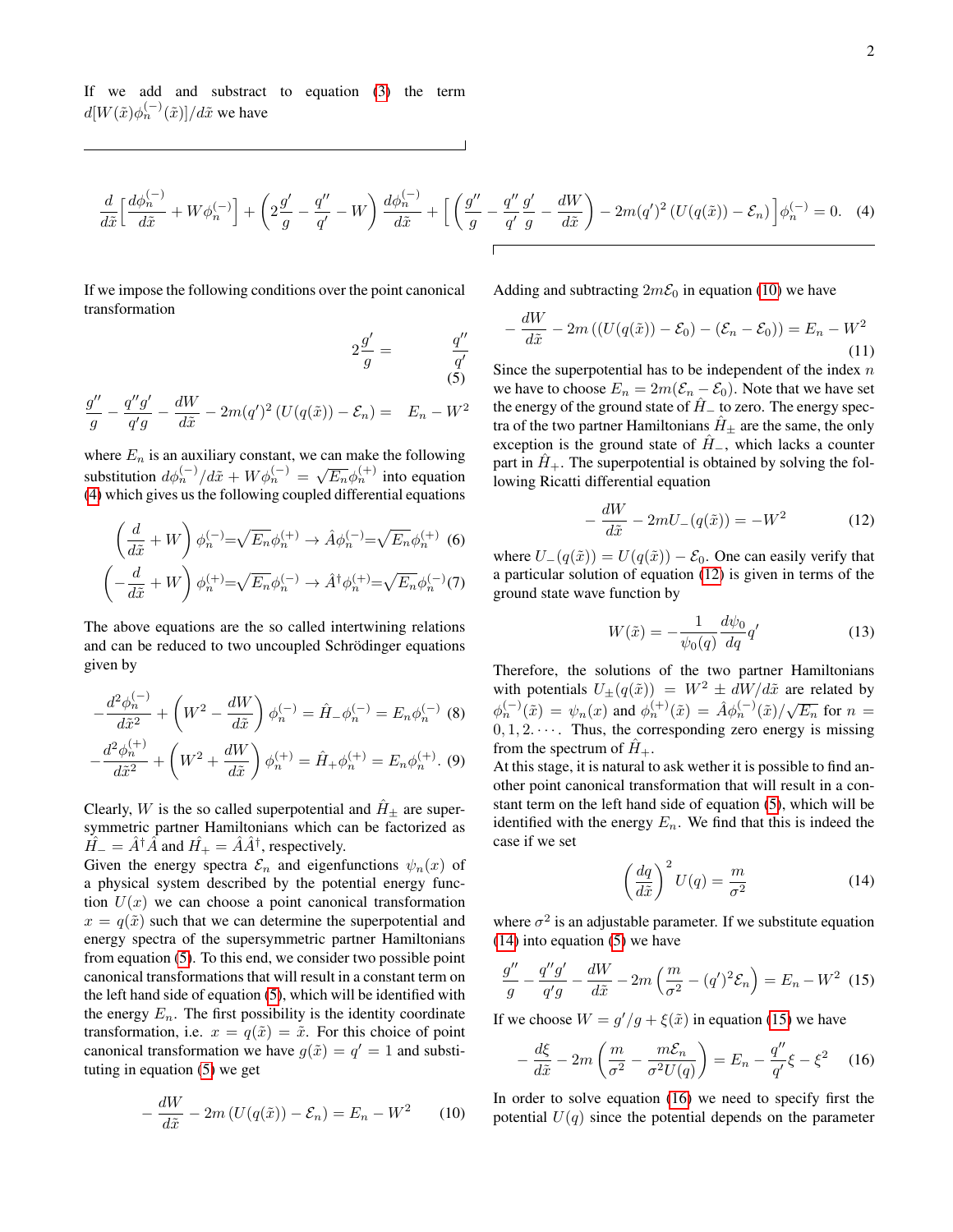If we add and substract to equation (3) the term $d[W(\tilde{x})\phi_n^{(-)}(\tilde{x})]/d\tilde{x}$ we have

$$
\frac{d}{d\tilde{x}}\Big[\frac{d\phi_n^{(-)}}{d\tilde{x}}+W\phi_n^{(-)}\Big]+\left(2\frac{g'}{g}-\frac{q''}{q'}-W\right)\frac{d\phi_n^{(-)}}{d\tilde{x}}+\Big[\left(\frac{g''}{g}-\frac{q''}{q'}\frac{g'}{g}-\frac{dW}{d\tilde{x}}\right)-2m(q')^2\left(U(q(\tilde{x}))-\mathcal{E}_n\right)\Big]\phi_n^{(-)}=0. \quad (4)
$$

If we impose the following conditions over the point canonical transformation

$$
2\frac{g'}{g} = \frac{q''}{q'} \quad (5)
$$

$$
\frac{g''}{g}-\frac{q''g'}{q'g}-\frac{dW}{d\tilde{x}}-2m(q')^2\left(U(q(\tilde{x}))-\mathcal{E}_n\right) = E_n - W^2
$$

where $E_n$ is an auxiliary constant, we can make the following substitution $d\phi_n^{(-)}/d\tilde{x}+W\phi_n^{(-)}=\sqrt{E_n}\phi_n^{(+)}$ into equation (4) which gives us the following coupled differential equations

$$
\left(\frac{d}{d\tilde{x}}+W\right)\phi_n^{(-)}=\sqrt{E_n}\phi_n^{(+)} \rightarrow \hat{A}\phi_n^{(-)}=\sqrt{E_n}\phi_n^{(+)} \quad (6)
$$

$$
\left(-\frac{d}{d\tilde{x}}+W\right)\phi_n^{(+)}=\sqrt{E_n}\phi_n^{(-)} \rightarrow \hat{A}^{\dagger}\phi_n^{(+)}=\sqrt{E_n}\phi_n^{(-)} \quad (7)
$$

The above equations are the so called intertwining relations and can be reduced to two uncoupled Schrödinger equations given by

$$
-\frac{d^2\phi_n^{(-)}}{d\tilde{x}^2}+\left(W^2-\frac{dW}{d\tilde{x}}\right)\phi_n^{(-)}=\hat{H}_-\phi_n^{(-)}=E_n\phi_n^{(-)} \quad (8)
$$

$$
-\frac{d^2\phi_n^{(+)}}{d\tilde{x}^2}+\left(W^2+\frac{dW}{d\tilde{x}}\right)\phi_n^{(+)}=\hat{H}_+\phi_n^{(+)}=E_n\phi_n^{(+)}. \quad (9)
$$

Clearly, $W$ is the so called superpotential and $\hat{H}_\pm$ are supersymmetric partner Hamiltonians which can be factorized as $\hat{H}_-=\hat{A}^{\dagger}\hat{A}$ and $\hat{H}_+=\hat{A}\hat{A}^{\dagger}$, respectively.

Given the energy spectra $\mathcal{E}_n$ and eigenfunctions $\psi_n(x)$ of a physical system described by the potential energy function $U(x)$ we can choose a point canonical transformation $x=q(\tilde{x})$ such that we can determine the superpotential and energy spectra of the supersymmetric partner Hamiltonians from equation (5). To this end, we consider two possible point canonical transformations that will result in a constant term on the left hand side of equation (5), which will be identified with the energy $E_n$. The first possibility is the identity coordinate transformation, i.e. $x=q(\tilde{x})=\tilde{x}$. For this choice of point canonical transformation we have $g(\tilde{x})=q'=1$ and substituting in equation (5) we get

$$
-\frac{dW}{d\tilde{x}}-2m\left(U(q(\tilde{x}))-\mathcal{E}_n\right)=E_n-W^2 \quad (10)
$$

Adding and subtracting $2m\mathcal{E}_0$ in equation (10) we have

$$
-\frac{dW}{d\tilde{x}}-2m\left((U(q(\tilde{x}))-\mathcal{E}_0)-(\mathcal{E}_n-\mathcal{E}_0)\right)=E_n-W^2 \quad (11)
$$

Since the superpotential has to be independent of the index $n$ we have to choose $E_n=2m(\mathcal{E}_n-\mathcal{E}_0)$. Note that we have set the energy of the ground state of $\hat{H}_-$ to zero. The energy spectra of the two partner Hamiltonians $\hat{H}_\pm$ are the same, the only exception is the ground state of $\hat{H}_-$, which lacks a counter part in $\hat{H}_+$. The superpotential is obtained by solving the following Ricatti differential equation

$$
-\frac{dW}{d\tilde{x}}-2mU_-(q(\tilde{x}))=-W^2 \quad (12)
$$

where $U_-(q(\tilde{x}))=U(q(\tilde{x}))-\mathcal{E}_0$. One can easily verify that a particular solution of equation (12) is given in terms of the ground state wave function by

$$
W(\tilde{x})=-\frac{1}{\psi_0(q)}\frac{d\psi_0}{dq}q' \quad (13)
$$

Therefore, the solutions of the two partner Hamiltonians with potentials $U_\pm(q(\tilde{x}))=W^2\pm dW/d\tilde{x}$ are related by $\phi_n^{(-)}(\tilde{x})=\psi_n(x)$ and $\phi_n^{(+)}(\tilde{x})=\hat{A}\phi_n^{(-)}(\tilde{x})/\sqrt{E_n}$ for $n=0,1,2.\cdots$. Thus, the corresponding zero energy is missing from the spectrum of $\hat{H}_+$.

At this stage, it is natural to ask wether it is possible to find another point canonical transformation that will result in a constant term on the left hand side of equation (5), which will be identified with the energy $E_n$. We find that this is indeed the case if we set

$$
\left(\frac{dq}{d\tilde{x}}\right)^2 U(q)=\frac{m}{\sigma^2} \quad (14)
$$

where $\sigma^2$ is an adjustable parameter. If we substitute equation (14) into equation (5) we have

$$
\frac{g''}{g}-\frac{q''g'}{q'g}-\frac{dW}{d\tilde{x}}-2m\left(\frac{m}{\sigma^2}-(q')^2\mathcal{E}_n\right)=E_n-W^2 \quad (15)
$$

If we choose $W=g'/g+\xi(\tilde{x})$ in equation (15) we have

$$
-\frac{d\xi}{d\tilde{x}}-2m\left(\frac{m}{\sigma^2}-\frac{m\mathcal{E}_n}{\sigma^2 U(q)}\right)=E_n-\frac{q''}{q'}\xi-\xi^2 \quad (16)
$$

In order to solve equation (16) we need to specify first the potential $U(q)$ since the potential depends on the parameter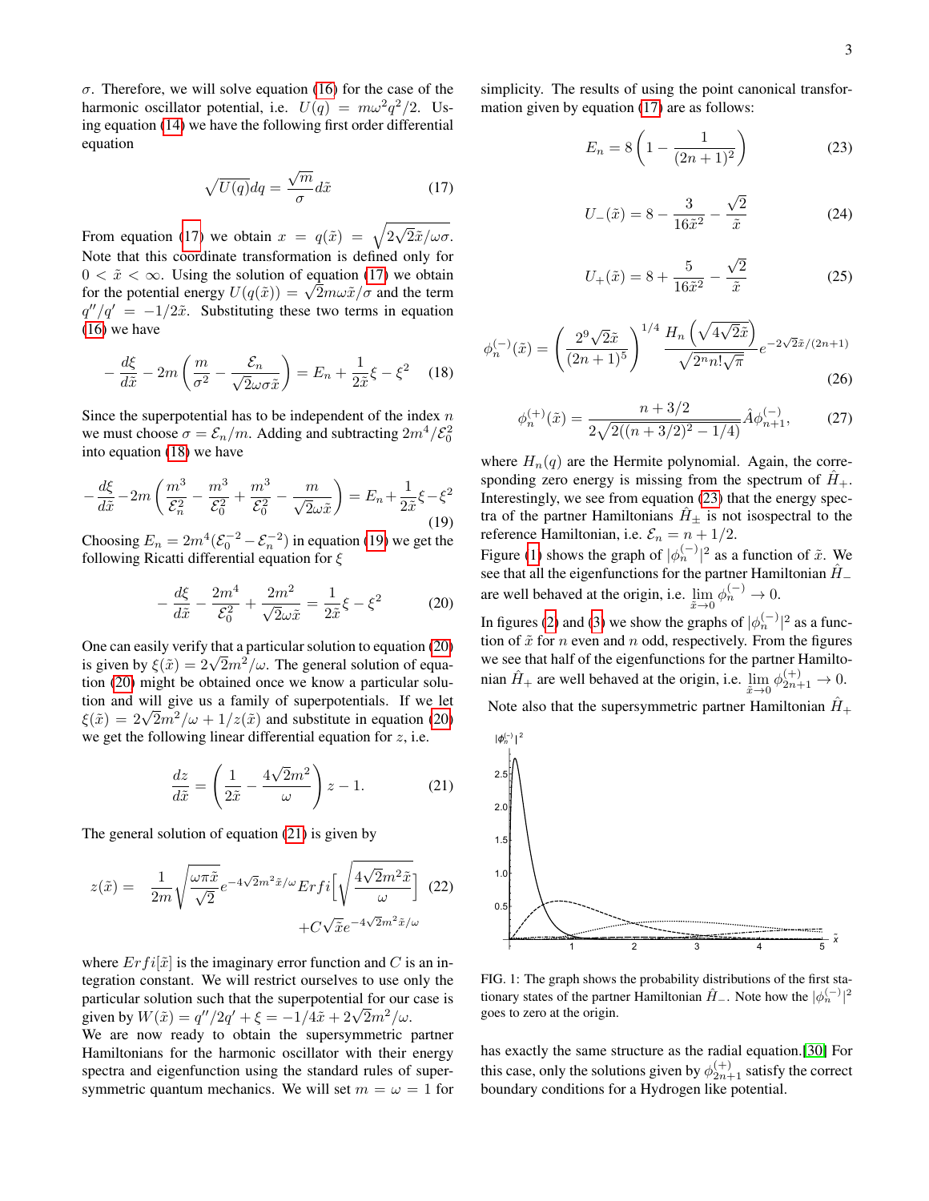$\sigma$. Therefore, we will solve equation (16) for the case of the harmonic oscillator potential, i.e. $U(q) = m\omega^2 q^2/2$. Using equation (14) we have the following first order differential equation

$$\sqrt{U(q)}dq = \frac{\sqrt{m}}{\sigma}d\tilde{x} \tag{17}$$

From equation (17) we obtain $x = q(\tilde{x}) = \sqrt{2\sqrt{2}\tilde{x}/\omega\sigma}$. Note that this coordinate transformation is defined only for $0 < \tilde{x} < \infty$. Using the solution of equation (17) we obtain for the potential energy $U(q(\tilde{x})) = \sqrt{2}m\omega\tilde{x}/\sigma$ and the term $q''/q' = -1/2\tilde{x}$. Substituting these two terms in equation (16) we have

$$-\frac{d\xi}{d\tilde{x}} - 2m\left(\frac{m}{\sigma^2} - \frac{\mathcal{E}_n}{\sqrt{2}\omega\sigma\tilde{x}}\right) = E_n + \frac{1}{2\tilde{x}}\xi - \xi^2 \tag{18}$$

Since the superpotential has to be independent of the index $n$ we must choose $\sigma = \mathcal{E}_n/m$. Adding and subtracting $2m^4/\mathcal{E}_0^2$ into equation (18) we have

$$-\frac{d\xi}{d\tilde{x}} - 2m\left(\frac{m^3}{\mathcal{E}_n^2} - \frac{m^3}{\mathcal{E}_0^2} + \frac{m^3}{\mathcal{E}_0^2} - \frac{m}{\sqrt{2}\omega\tilde{x}}\right) = E_n + \frac{1}{2\tilde{x}}\xi - \xi^2 \tag{19}$$

Choosing $E_n = 2m^4(\mathcal{E}_0^{-2} - \mathcal{E}_n^{-2})$ in equation (19) we get the following Ricatti differential equation for $\xi$

$$-\frac{d\xi}{d\tilde{x}} - \frac{2m^4}{\mathcal{E}_0^2} + \frac{2m^2}{\sqrt{2}\omega\tilde{x}} = \frac{1}{2\tilde{x}}\xi - \xi^2 \tag{20}$$

One can easily verify that a particular solution to equation (20) is given by $\xi(\tilde{x}) = 2\sqrt{2}m^2/\omega$. The general solution of equation (20) might be obtained once we know a particular solution and will give us a family of superpotentials. If we let $\xi(\tilde{x}) = 2\sqrt{2}m^2/\omega + 1/z(\tilde{x})$ and substitute in equation (20) we get the following linear differential equation for $z$, i.e.

$$\frac{dz}{d\tilde{x}} = \left(\frac{1}{2\tilde{x}} - \frac{4\sqrt{2}m^2}{\omega}\right)z - 1. \tag{21}$$

The general solution of equation (21) is given by

$$z(\tilde{x}) = \frac{1}{2m}\sqrt{\frac{\omega\pi\tilde{x}}{\sqrt{2}}}e^{-4\sqrt{2}m^2\tilde{x}/\omega}Erfi\left[\sqrt{\frac{4\sqrt{2}m^2\tilde{x}}{\omega}}\right] + C\sqrt{\tilde{x}}e^{-4\sqrt{2}m^2\tilde{x}/\omega} \tag{22}$$

where $Erfi[\tilde{x}]$ is the imaginary error function and $C$ is an integration constant. We will restrict ourselves to use only the particular solution such that the superpotential for our case is given by $W(\tilde{x}) = q''/2q' + \xi = -1/4\tilde{x} + 2\sqrt{2}m^2/\omega$.
We are now ready to obtain the supersymmetric partner Hamiltonians for the harmonic oscillator with their energy spectra and eigenfunction using the standard rules of supersymmetric quantum mechanics. We will set $m = \omega = 1$ for simplicity. The results of using the point canonical transformation given by equation (17) are as follows:

$$E_n = 8\left(1 - \frac{1}{(2n+1)^2}\right) \tag{23}$$

$$U_-(\tilde{x}) = 8 - \frac{3}{16\tilde{x}^2} - \frac{\sqrt{2}}{\tilde{x}} \tag{24}$$

$$U_+(\tilde{x}) = 8 + \frac{5}{16\tilde{x}^2} - \frac{\sqrt{2}}{\tilde{x}} \tag{25}$$

$$\phi_n^{(-)}(\tilde{x}) = \left(\frac{2^9\sqrt{2}\tilde{x}}{(2n+1)^5}\right)^{1/4}\frac{H_n\left(\sqrt{4\sqrt{2}\tilde{x}}\right)}{\sqrt{2^n n!\sqrt{\pi}}}e^{-2\sqrt{2}\tilde{x}/(2n+1)} \tag{26}$$

$$\phi_n^{(+)}(\tilde{x}) = \frac{n+3/2}{2\sqrt{2((n+3/2)^2 - 1/4)}}\hat{A}\phi_{n+1}^{(-)}, \tag{27}$$

where $H_n(q)$ are the Hermite polynomial. Again, the corresponding zero energy is missing from the spectrum of $\hat{H}_+$. Interestingly, we see from equation (23) that the energy spectra of the partner Hamiltonians $\hat{H}_\pm$ is not isospectral to the reference Hamiltonian, i.e. $\mathcal{E}_n = n + 1/2$.
Figure (1) shows the graph of $|\phi_n^{(-)}|^2$ as a function of $\tilde{x}$. We see that all the eigenfunctions for the partner Hamiltonian $\hat{H}_-$ are well behaved at the origin, i.e. $\lim_{\tilde{x}\to 0}\phi_n^{(-)} \to 0$.
In figures (2) and (3) we show the graphs of $|\phi_n^{(-)}|^2$ as a function of $\tilde{x}$ for $n$ even and $n$ odd, respectively. From the figures we see that half of the eigenfunctions for the partner Hamiltonian $\hat{H}_+$ are well behaved at the origin, i.e. $\lim_{\tilde{x}\to 0}\phi_{2n+1}^{(+)} \to 0$.

Note also that the supersymmetric partner Hamiltonian $\hat{H}_+$ has exactly the same structure as the radial equation.[30] For this case, only the solutions given by $\phi_{2n+1}^{(+)}$ satisfy the correct boundary conditions for a Hydrogen like potential.

FIG. 1: The graph shows the probability distributions of the first stationary states of the partner Hamiltonian $\hat{H}_-$. Note how the $|\phi_n^{(-)}|^2$ goes to zero at the origin.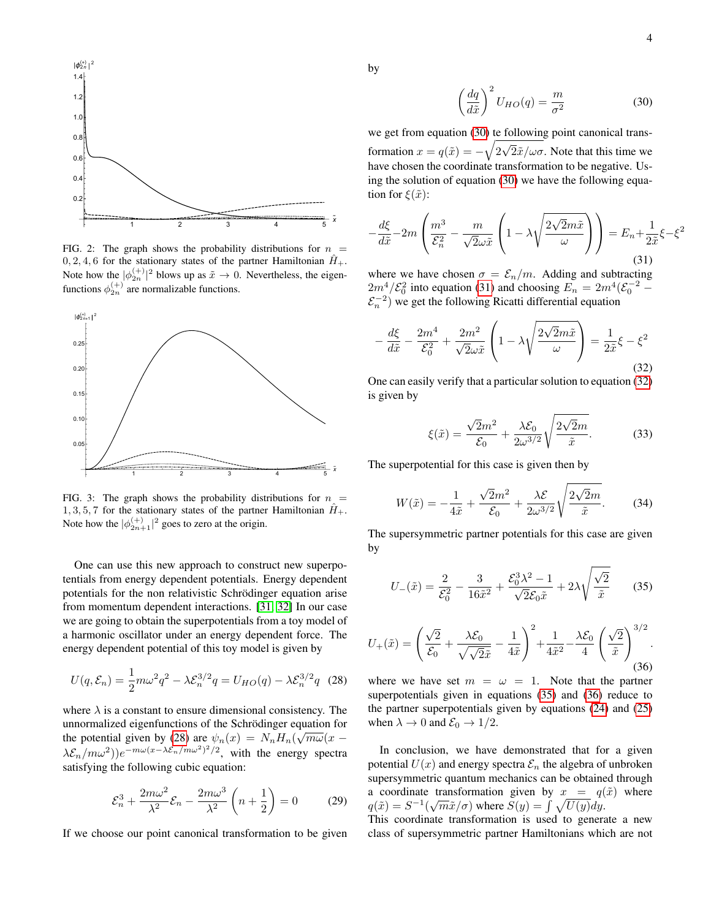FIG. 2: The graph shows the probability distributions for $n = 0, 2, 4, 6$ for the stationary states of the partner Hamiltonian $\hat{H}_+$. Note how the $|\phi_{2n}^{(+)}|^2$ blows up as $\tilde{x} \to 0$. Nevertheless, the eigenfunctions $\phi_{2n}^{(+)}$ are normalizable functions.

FIG. 3: The graph shows the probability distributions for $n = 1, 3, 5, 7$ for the stationary states of the partner Hamiltonian $\hat{H}_+$. Note how the $|\phi_{2n+1}^{(+)}|^2$ goes to zero at the origin.

One can use this new approach to construct new superpotentials from energy dependent potentials. Energy dependent potentials for the non relativistic Schrödinger equation arise from momentum dependent interactions. [31, 32] In our case we are going to obtain the superpotentials from a toy model of a harmonic oscillator under an energy dependent force. The energy dependent potential of this toy model is given by

$$U(q, \mathcal{E}_n) = \frac{1}{2}m\omega^2 q^2 - \lambda \mathcal{E}_n^{3/2} q = U_{HO}(q) - \lambda \mathcal{E}_n^{3/2} q \quad (28)$$

where $\lambda$ is a constant to ensure dimensional consistency. The unnormalized eigenfunctions of the Schrödinger equation for the potential given by (28) are $\psi_n(x) = N_n H_n(\sqrt{m\omega}(x - \lambda\mathcal{E}_n/m\omega^2))e^{-m\omega(x-\lambda\mathcal{E}_n/m\omega^2)^2/2}$, with the energy spectra satisfying the following cubic equation:

$$\mathcal{E}_n^3 + \frac{2m\omega^2}{\lambda^2}\mathcal{E}_n - \frac{2m\omega^3}{\lambda^2}\left(n + \frac{1}{2}\right) = 0 \quad (29)$$

If we choose our point canonical transformation to be given by

$$\left(\frac{dq}{d\tilde{x}}\right)^2 U_{HO}(q) = \frac{m}{\sigma^2} \quad (30)$$

we get from equation (30) te following point canonical transformation $x = q(\tilde{x}) = -\sqrt{2\sqrt{2}\tilde{x}/\omega\sigma}$. Note that this time we have chosen the coordinate transformation to be negative. Using the solution of equation (30) we have the following equation for $\xi(\tilde{x})$:

$$-\frac{d\xi}{d\tilde{x}} - 2m\left(\frac{m^3}{\mathcal{E}_n^2} - \frac{m}{\sqrt{2}\omega\tilde{x}}\left(1 - \lambda\sqrt{\frac{2\sqrt{2}m\tilde{x}}{\omega}}\right)\right) = E_n + \frac{1}{2\tilde{x}}\xi - \xi^2 \quad (31)$$

where we have chosen $\sigma = \mathcal{E}_n/m$. Adding and subtracting $2m^4/\mathcal{E}_0^2$ into equation (31) and choosing $E_n = 2m^4(\mathcal{E}_0^{-2} - \mathcal{E}_n^{-2})$ we get the following Ricatti differential equation

$$-\frac{d\xi}{d\tilde{x}} - \frac{2m^4}{\mathcal{E}_0^2} + \frac{2m^2}{\sqrt{2}\omega\tilde{x}}\left(1 - \lambda\sqrt{\frac{2\sqrt{2}m\tilde{x}}{\omega}}\right) = \frac{1}{2\tilde{x}}\xi - \xi^2 \quad (32)$$

One can easily verify that a particular solution to equation (32) is given by

$$\xi(\tilde{x}) = \frac{\sqrt{2}m^2}{\mathcal{E}_0} + \frac{\lambda\mathcal{E}_0}{2\omega^{3/2}}\sqrt{\frac{2\sqrt{2}m}{\tilde{x}}}. \quad (33)$$

The superpotential for this case is given then by

$$W(\tilde{x}) = -\frac{1}{4\tilde{x}} + \frac{\sqrt{2}m^2}{\mathcal{E}_0} + \frac{\lambda\mathcal{E}}{2\omega^{3/2}}\sqrt{\frac{2\sqrt{2}m}{\tilde{x}}}. \quad (34)$$

The supersymmetric partner potentials for this case are given by

$$U_-(\tilde{x}) = \frac{2}{\mathcal{E}_0^2} - \frac{3}{16\tilde{x}^2} + \frac{\mathcal{E}_0^3\lambda^2 - 1}{\sqrt{2}\mathcal{E}_0\tilde{x}} + 2\lambda\sqrt{\frac{\sqrt{2}}{\tilde{x}}} \quad (35)$$

$$U_+(\tilde{x}) = \left(\frac{\sqrt{2}}{\mathcal{E}_0} + \frac{\lambda\mathcal{E}_0}{\sqrt{\sqrt{2}\tilde{x}}} - \frac{1}{4\tilde{x}}\right)^2 + \frac{1}{4\tilde{x}^2} - \frac{\lambda\mathcal{E}_0}{4}\left(\frac{\sqrt{2}}{\tilde{x}}\right)^{3/2}. \quad (36)$$

where we have set $m = \omega = 1$. Note that the partner superpotentials given in equations (35) and (36) reduce to the partner superpotentials given by equations (24) and (25) when $\lambda \to 0$ and $\mathcal{E}_0 \to 1/2$.

In conclusion, we have demonstrated that for a given potential $U(x)$ and energy spectra $\mathcal{E}_n$ the algebra of unbroken supersymmetric quantum mechanics can be obtained through a coordinate transformation given by $x = q(\tilde{x})$ where $q(\tilde{x}) = S^{-1}(\sqrt{m}\tilde{x}/\sigma)$ where $S(y) = \int\sqrt{U(y)}dy$. This coordinate transformation is used to generate a new class of supersymmetric partner Hamiltonians which are not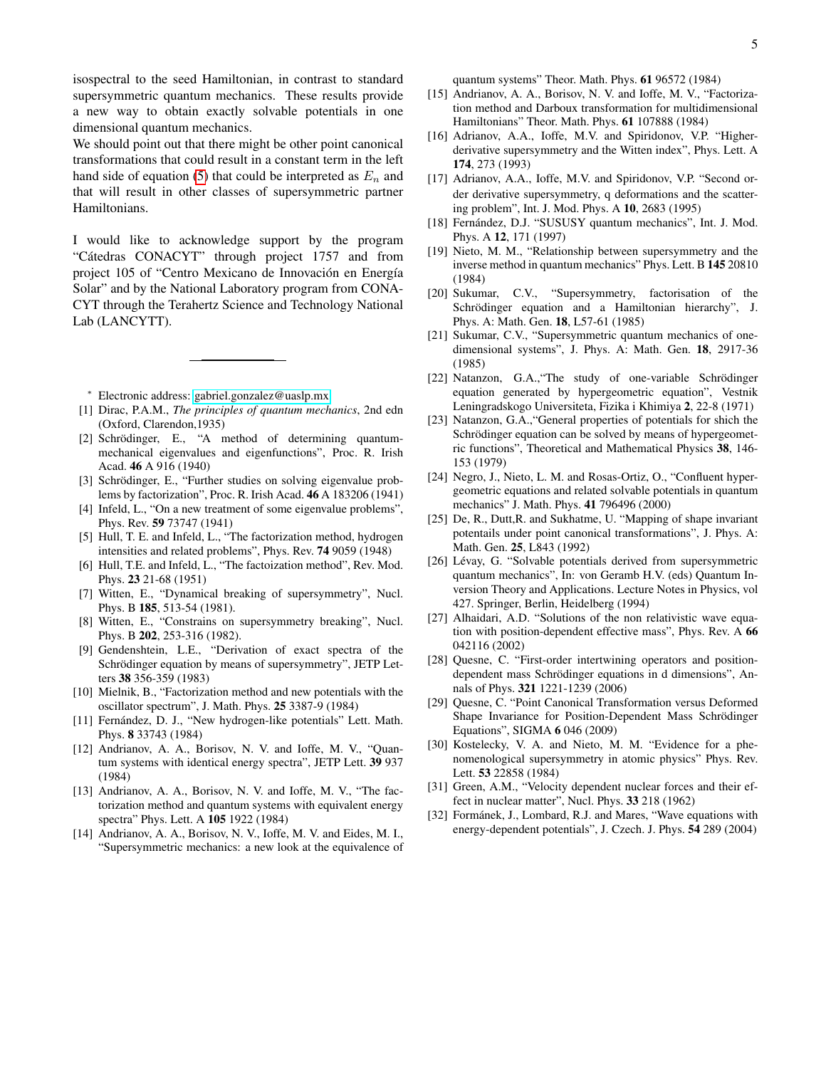isospectral to the seed Hamiltonian, in contrast to standard supersymmetric quantum mechanics. These results provide a new way to obtain exactly solvable potentials in one dimensional quantum mechanics.

We should point out that there might be other point canonical transformations that could result in a constant term in the left hand side of equation (5) that could be interpreted as $E_n$ and that will result in other classes of supersymmetric partner Hamiltonians.

I would like to acknowledge support by the program "Cátedras CONACYT" through project 1757 and from project 105 of "Centro Mexicano de Innovación en Energía Solar" and by the National Laboratory program from CONACYT through the Terahertz Science and Technology National Lab (LANCYTT).

---

* Electronic address: gabriel.gonzalez@uaslp.mx

[1] Dirac, P.A.M., *The principles of quantum mechanics*, 2nd edn (Oxford, Clarendon,1935)

[2] Schrödinger, E., "A method of determining quantum-mechanical eigenvalues and eigenfunctions", Proc. R. Irish Acad. **46** A 916 (1940)

[3] Schrödinger, E., "Further studies on solving eigenvalue problems by factorization", Proc. R. Irish Acad. **46** A 183206 (1941)

[4] Infeld, L., "On a new treatment of some eigenvalue problems", Phys. Rev. **59** 73747 (1941)

[5] Hull, T. E. and Infeld, L., "The factorization method, hydrogen intensities and related problems", Phys. Rev. **74** 9059 (1948)

[6] Hull, T.E. and Infeld, L., "The factoization method", Rev. Mod. Phys. **23** 21-68 (1951)

[7] Witten, E., "Dynamical breaking of supersymmetry", Nucl. Phys. B **185**, 513-54 (1981).

[8] Witten, E., "Constrains on supersymmetry breaking", Nucl. Phys. B **202**, 253-316 (1982).

[9] Gendenshtein, L.E., "Derivation of exact spectra of the Schrödinger equation by means of supersymmetry", JETP Letters **38** 356-359 (1983)

[10] Mielnik, B., "Factorization method and new potentials with the oscillator spectrum", J. Math. Phys. **25** 3387-9 (1984)

[11] Fernández, D. J., "New hydrogen-like potentials" Lett. Math. Phys. **8** 33743 (1984)

[12] Andrianov, A. A., Borisov, N. V. and Ioffe, M. V., "Quantum systems with identical energy spectra", JETP Lett. **39** 937 (1984)

[13] Andrianov, A. A., Borisov, N. V. and Ioffe, M. V., "The factorization method and quantum systems with equivalent energy spectra" Phys. Lett. A **105** 1922 (1984)

[14] Andrianov, A. A., Borisov, N. V., Ioffe, M. V. and Eides, M. I., "Supersymmetric mechanics: a new look at the equivalence of quantum systems" Theor. Math. Phys. **61** 96572 (1984)

[15] Andrianov, A. A., Borisov, N. V. and Ioffe, M. V., "Factorization method and Darboux transformation for multidimensional Hamiltonians" Theor. Math. Phys. **61** 107888 (1984)

[16] Adrianov, A.A., Ioffe, M.V. and Spiridonov, V.P. "Higher-derivative supersymmetry and the Witten index", Phys. Lett. A **174**, 273 (1993)

[17] Adrianov, A.A., Ioffe, M.V. and Spiridonov, V.P. "Second order derivative supersymmetry, q deformations and the scattering problem", Int. J. Mod. Phys. A **10**, 2683 (1995)

[18] Fernández, D.J. "SUSUSY quantum mechanics", Int. J. Mod. Phys. A **12**, 171 (1997)

[19] Nieto, M. M., "Relationship between supersymmetry and the inverse method in quantum mechanics" Phys. Lett. B **145** 20810 (1984)

[20] Sukumar, C.V., "Supersymmetry, factorisation of the Schrödinger equation and a Hamiltonian hierarchy", J. Phys. A: Math. Gen. **18**, L57-61 (1985)

[21] Sukumar, C.V., "Supersymmetric quantum mechanics of one-dimensional systems", J. Phys. A: Math. Gen. **18**, 2917-36 (1985)

[22] Natanzon, G.A.,"The study of one-variable Schrödinger equation generated by hypergeometric equation", Vestnik Leningradskogo Universiteta, Fizika i Khimiya **2**, 22-8 (1971)

[23] Natanzon, G.A.,"General properties of potentials for shich the Schrödinger equation can be solved by means of hypergeometric functions", Theoretical and Mathematical Physics **38**, 146-153 (1979)

[24] Negro, J., Nieto, L. M. and Rosas-Ortiz, O., "Confluent hypergeometric equations and related solvable potentials in quantum mechanics" J. Math. Phys. **41** 796496 (2000)

[25] De, R., Dutt,R. and Sukhatme, U. "Mapping of shape invariant potentails under point canonical transformations", J. Phys. A: Math. Gen. **25**, L843 (1992)

[26] Lévay, G. "Solvable potentials derived from supersymmetric quantum mechanics", In: von Geramb H.V. (eds) Quantum Inversion Theory and Applications. Lecture Notes in Physics, vol 427. Springer, Berlin, Heidelberg (1994)

[27] Alhaidari, A.D. "Solutions of the non relativistic wave equation with position-dependent effective mass", Phys. Rev. A **66** 042116 (2002)

[28] Quesne, C. "First-order intertwining operators and position-dependent mass Schrödinger equations in d dimensions", Annals of Phys. **321** 1221-1239 (2006)

[29] Quesne, C. "Point Canonical Transformation versus Deformed Shape Invariance for Position-Dependent Mass Schrödinger Equations", SIGMA **6** 046 (2009)

[30] Kostelecky, V. A. and Nieto, M. M. "Evidence for a phenomenological supersymmetry in atomic physics" Phys. Rev. Lett. **53** 22858 (1984)

[31] Green, A.M., "Velocity dependent nuclear forces and their effect in nuclear matter", Nucl. Phys. **33** 218 (1962)

[32] Formánek, J., Lombard, R.J. and Mares, "Wave equations with energy-dependent potentials", J. Czech. J. Phys. **54** 289 (2004)